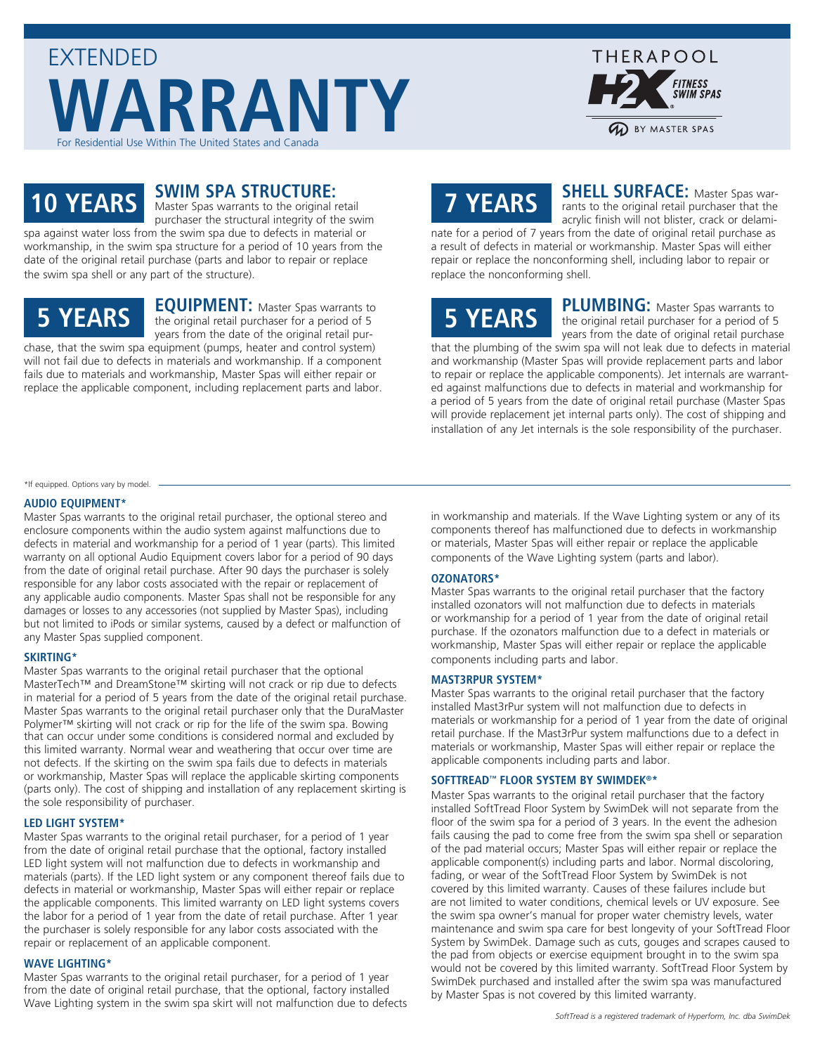# EXTENDED WARRANTY

For Residential Use Within The United States and Canada

THERAPOOL H2X FITNESS SWIM SPAS BY MASTER SPAS

## 10 YEARS

### SWIM SPA STRUCTURE:

Master Spas warrants to the original retail purchaser the structural integrity of the swim spa against water loss from the swim spa due to defects in material or workmanship, in the swim spa structure for a period of 10 years from the date of the original retail purchase (parts and labor to repair or replace the swim spa shell or any part of the structure).

## 5 YEARS

### EQUIPMENT:

Master Spas warrants to the original retail purchaser for a period of 5 years from the date of the original retail purchase, that the swim spa equipment (pumps, heater and control system) will not fail due to defects in materials and workmanship. If a component fails due to materials and workmanship, Master Spas will either repair or replace the applicable component, including replacement parts and labor.

## 7 YEARS

### SHELL SURFACE:

Master Spas warrants to the original retail purchaser that the acrylic finish will not blister, crack or delaminate for a period of 7 years from the date of original retail purchase as a result of defects in material or workmanship. Master Spas will either repair or replace the nonconforming shell, including labor to repair or replace the nonconforming shell.

## 5 YEARS

### PLUMBING:

Master Spas warrants to the original retail purchaser for a period of 5 years from the date of original retail purchase that the plumbing of the swim spa will not leak due to defects in material and workmanship (Master Spas will provide replacement parts and labor to repair or replace the applicable components). Jet internals are warranted against malfunctions due to defects in material and workmanship for a period of 5 years from the date of original retail purchase (Master Spas will provide replacement jet internal parts only). The cost of shipping and installation of any Jet internals is the sole responsibility of the purchaser.

*If equipped. Options vary by model.

#### AUDIO EQUIPMENT*

Master Spas warrants to the original retail purchaser, the optional stereo and enclosure components within the audio system against malfunctions due to defects in material and workmanship for a period of 1 year (parts). This limited warranty on all optional Audio Equipment covers labor for a period of 90 days from the date of original retail purchase. After 90 days the purchaser is solely responsible for any labor costs associated with the repair or replacement of any applicable audio components. Master Spas shall not be responsible for any damages or losses to any accessories (not supplied by Master Spas), including but not limited to iPods or similar systems, caused by a defect or malfunction of any Master Spas supplied component.

#### SKIRTING*

Master Spas warrants to the original retail purchaser that the optional MasterTech™ and DreamStone™ skirting will not crack or rip due to defects in material for a period of 5 years from the date of the original retail purchase. Master Spas warrants to the original retail purchaser only that the DuraMaster Polymer™ skirting will not crack or rip for the life of the swim spa. Bowing that can occur under some conditions is considered normal and excluded by this limited warranty. Normal wear and weathering that occur over time are not defects. If the skirting on the swim spa fails due to defects in materials or workmanship, Master Spas will replace the applicable skirting components (parts only). The cost of shipping and installation of any replacement skirting is the sole responsibility of purchaser.

#### LED LIGHT SYSTEM*

Master Spas warrants to the original retail purchaser, for a period of 1 year from the date of original retail purchase that the optional, factory installed LED light system will not malfunction due to defects in workmanship and materials (parts). If the LED light system or any component thereof fails due to defects in material or workmanship, Master Spas will either repair or replace the applicable components. This limited warranty on LED light systems covers the labor for a period of 1 year from the date of retail purchase. After 1 year the purchaser is solely responsible for any labor costs associated with the repair or replacement of an applicable component.

#### WAVE LIGHTING*

Master Spas warrants to the original retail purchaser, for a period of 1 year from the date of original retail purchase, that the optional, factory installed Wave Lighting system in the swim spa skirt will not malfunction due to defects in workmanship and materials. If the Wave Lighting system or any of its components thereof has malfunctioned due to defects in workmanship or materials, Master Spas will either repair or replace the applicable components of the Wave Lighting system (parts and labor).

#### OZONATORS*

Master Spas warrants to the original retail purchaser that the factory installed ozonators will not malfunction due to defects in materials or workmanship for a period of 1 year from the date of original retail purchase. If the ozonators malfunction due to a defect in materials or workmanship, Master Spas will either repair or replace the applicable components including parts and labor.

#### MAST3RPUR SYSTEM*

Master Spas warrants to the original retail purchaser that the factory installed Mast3rPur system will not malfunction due to defects in materials or workmanship for a period of 1 year from the date of original retail purchase. If the Mast3rPur system malfunctions due to a defect in materials or workmanship, Master Spas will either repair or replace the applicable components including parts and labor.

#### SOFTTREAD™ FLOOR SYSTEM BY SWIMDEK®*

Master Spas warrants to the original retail purchaser that the factory installed SoftTread Floor System by SwimDek will not separate from the floor of the swim spa for a period of 3 years. In the event the adhesion fails causing the pad to come free from the swim spa shell or separation of the pad material occurs; Master Spas will either repair or replace the applicable component(s) including parts and labor. Normal discoloring, fading, or wear of the SoftTread Floor System by SwimDek is not covered by this limited warranty. Causes of these failures include but are not limited to water conditions, chemical levels or UV exposure. See the swim spa owner's manual for proper water chemistry levels, water maintenance and swim spa care for best longevity of your SoftTread Floor System by SwimDek. Damage such as cuts, gouges and scrapes caused to the pad from objects or exercise equipment brought in to the swim spa would not be covered by this limited warranty. SoftTread Floor System by SwimDek purchased and installed after the swim spa was manufactured by Master Spas is not covered by this limited warranty.

*SoftTread is a registered trademark of Hyperform, Inc. dba SwimDek*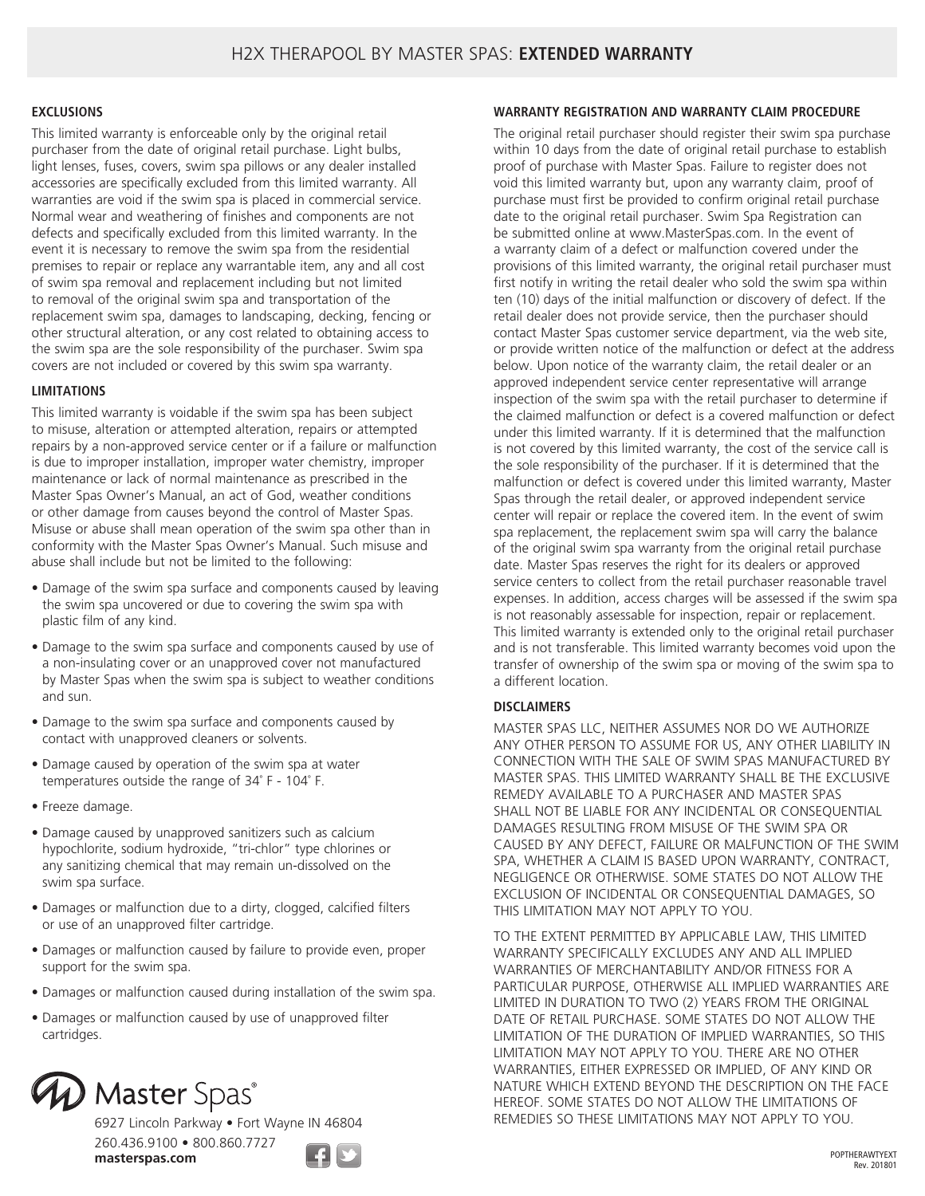# H2X THERAPOOL BY MASTER SPAS: **EXTENDED WARRANTY**

### EXCLUSIONS

This limited warranty is enforceable only by the original retail purchaser from the date of original retail purchase. Light bulbs, light lenses, fuses, covers, swim spa pillows or any dealer installed accessories are specifically excluded from this limited warranty. All warranties are void if the swim spa is placed in commercial service. Normal wear and weathering of finishes and components are not defects and specifically excluded from this limited warranty. In the event it is necessary to remove the swim spa from the residential premises to repair or replace any warrantable item, any and all cost of swim spa removal and replacement including but not limited to removal of the original swim spa and transportation of the replacement swim spa, damages to landscaping, decking, fencing or other structural alteration, or any cost related to obtaining access to the swim spa are the sole responsibility of the purchaser. Swim spa covers are not included or covered by this swim spa warranty.

### LIMITATIONS

This limited warranty is voidable if the swim spa has been subject to misuse, alteration or attempted alteration, repairs or attempted repairs by a non-approved service center or if a failure or malfunction is due to improper installation, improper water chemistry, improper maintenance or lack of normal maintenance as prescribed in the Master Spas Owner's Manual, an act of God, weather conditions or other damage from causes beyond the control of Master Spas. Misuse or abuse shall mean operation of the swim spa other than in conformity with the Master Spas Owner's Manual. Such misuse and abuse shall include but not be limited to the following:

- Damage of the swim spa surface and components caused by leaving the swim spa uncovered or due to covering the swim spa with plastic film of any kind.
- Damage to the swim spa surface and components caused by use of a non-insulating cover or an unapproved cover not manufactured by Master Spas when the swim spa is subject to weather conditions and sun.
- Damage to the swim spa surface and components caused by contact with unapproved cleaners or solvents.
- Damage caused by operation of the swim spa at water temperatures outside the range of 34˚ F - 104˚ F.
- Freeze damage.
- Damage caused by unapproved sanitizers such as calcium hypochlorite, sodium hydroxide, "tri-chlor" type chlorines or any sanitizing chemical that may remain un-dissolved on the swim spa surface.
- Damages or malfunction due to a dirty, clogged, calcified filters or use of an unapproved filter cartridge.
- Damages or malfunction caused by failure to provide even, proper support for the swim spa.
- Damages or malfunction caused during installation of the swim spa.
- Damages or malfunction caused by use of unapproved filter cartridges.

### WARRANTY REGISTRATION AND WARRANTY CLAIM PROCEDURE

The original retail purchaser should register their swim spa purchase within 10 days from the date of original retail purchase to establish proof of purchase with Master Spas. Failure to register does not void this limited warranty but, upon any warranty claim, proof of purchase must first be provided to confirm original retail purchase date to the original retail purchaser. Swim Spa Registration can be submitted online at www.MasterSpas.com. In the event of a warranty claim of a defect or malfunction covered under the provisions of this limited warranty, the original retail purchaser must first notify in writing the retail dealer who sold the swim spa within ten (10) days of the initial malfunction or discovery of defect. If the retail dealer does not provide service, then the purchaser should contact Master Spas customer service department, via the web site, or provide written notice of the malfunction or defect at the address below. Upon notice of the warranty claim, the retail dealer or an approved independent service center representative will arrange inspection of the swim spa with the retail purchaser to determine if the claimed malfunction or defect is a covered malfunction or defect under this limited warranty. If it is determined that the malfunction is not covered by this limited warranty, the cost of the service call is the sole responsibility of the purchaser. If it is determined that the malfunction or defect is covered under this limited warranty, Master Spas through the retail dealer, or approved independent service center will repair or replace the covered item. In the event of swim spa replacement, the replacement swim spa will carry the balance of the original swim spa warranty from the original retail purchase date. Master Spas reserves the right for its dealers or approved service centers to collect from the retail purchaser reasonable travel expenses. In addition, access charges will be assessed if the swim spa is not reasonably assessable for inspection, repair or replacement. This limited warranty is extended only to the original retail purchaser and is not transferable. This limited warranty becomes void upon the transfer of ownership of the swim spa or moving of the swim spa to a different location.

### DISCLAIMERS

MASTER SPAS LLC, NEITHER ASSUMES NOR DO WE AUTHORIZE ANY OTHER PERSON TO ASSUME FOR US, ANY OTHER LIABILITY IN CONNECTION WITH THE SALE OF SWIM SPAS MANUFACTURED BY MASTER SPAS. THIS LIMITED WARRANTY SHALL BE THE EXCLUSIVE REMEDY AVAILABLE TO A PURCHASER AND MASTER SPAS SHALL NOT BE LIABLE FOR ANY INCIDENTAL OR CONSEQUENTIAL DAMAGES RESULTING FROM MISUSE OF THE SWIM SPA OR CAUSED BY ANY DEFECT, FAILURE OR MALFUNCTION OF THE SWIM SPA, WHETHER A CLAIM IS BASED UPON WARRANTY, CONTRACT, NEGLIGENCE OR OTHERWISE. SOME STATES DO NOT ALLOW THE EXCLUSION OF INCIDENTAL OR CONSEQUENTIAL DAMAGES, SO THIS LIMITATION MAY NOT APPLY TO YOU.

TO THE EXTENT PERMITTED BY APPLICABLE LAW, THIS LIMITED WARRANTY SPECIFICALLY EXCLUDES ANY AND ALL IMPLIED WARRANTIES OF MERCHANTABILITY AND/OR FITNESS FOR A PARTICULAR PURPOSE, OTHERWISE ALL IMPLIED WARRANTIES ARE LIMITED IN DURATION TO TWO (2) YEARS FROM THE ORIGINAL DATE OF RETAIL PURCHASE. SOME STATES DO NOT ALLOW THE LIMITATION OF THE DURATION OF IMPLIED WARRANTIES, SO THIS LIMITATION MAY NOT APPLY TO YOU. THERE ARE NO OTHER WARRANTIES, EITHER EXPRESSED OR IMPLIED, OF ANY KIND OR NATURE WHICH EXTEND BEYOND THE DESCRIPTION ON THE FACE HEREOF. SOME STATES DO NOT ALLOW THE LIMITATIONS OF REMEDIES SO THESE LIMITATIONS MAY NOT APPLY TO YOU.

Master Spas®

6927 Lincoln Parkway • Fort Wayne IN 46804

260.436.9100 • 800.860.7727

**masterspas.com**

POPTHERAWTYEXT
Rev. 201801